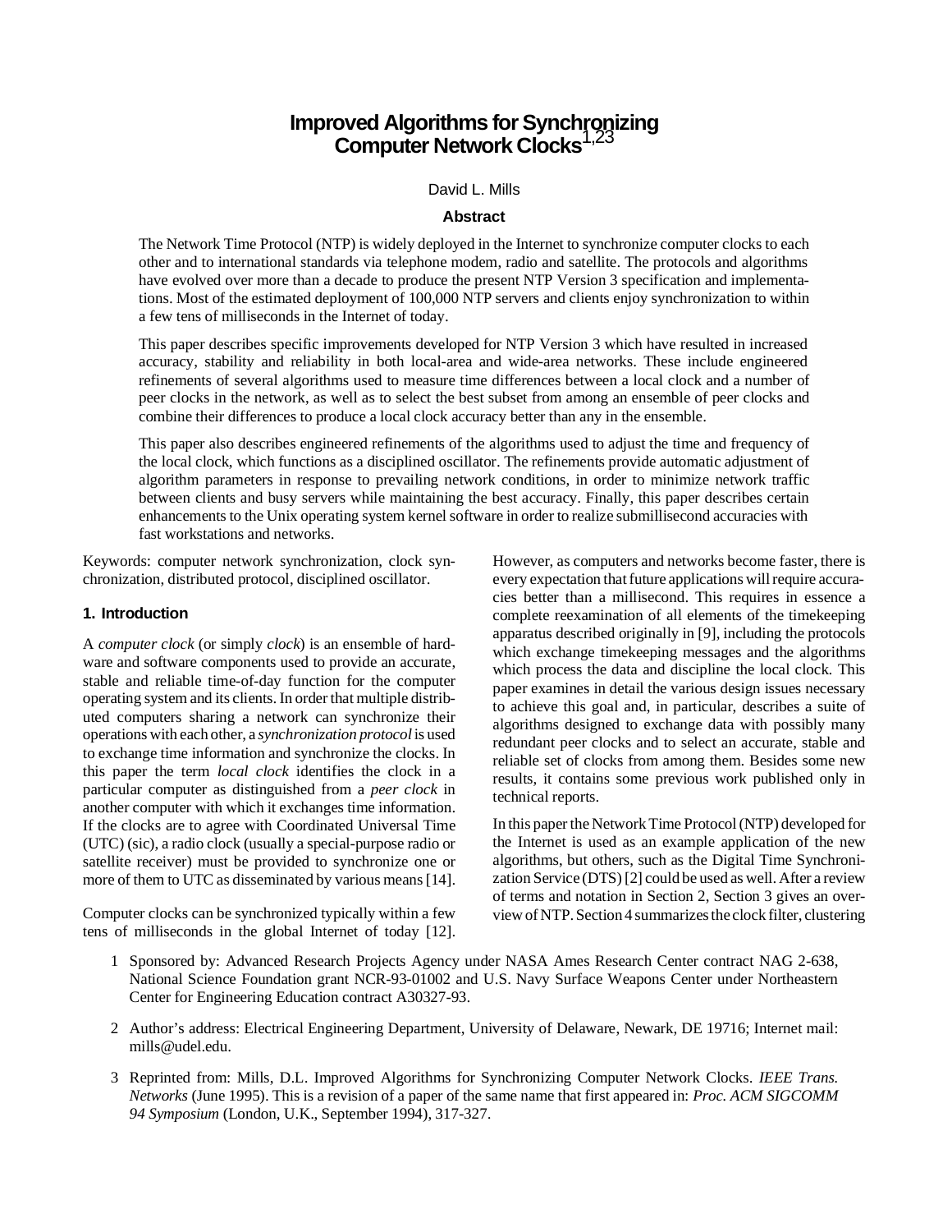# Improved Algorithms for Synchronizing Computer Network Clocks[1,2,3]

David L. Mills

### Abstract

The Network Time Protocol (NTP) is widely deployed in the Internet to synchronize computer clocks to each other and to international standards via telephone modem, radio and satellite. The protocols and algorithms have evolved over more than a decade to produce the present NTP Version 3 specification and implementations. Most of the estimated deployment of 100,000 NTP servers and clients enjoy synchronization to within a few tens of milliseconds in the Internet of today.

This paper describes specific improvements developed for NTP Version 3 which have resulted in increased accuracy, stability and reliability in both local-area and wide-area networks. These include engineered refinements of several algorithms used to measure time differences between a local clock and a number of peer clocks in the network, as well as to select the best subset from among an ensemble of peer clocks and combine their differences to produce a local clock accuracy better than any in the ensemble.

This paper also describes engineered refinements of the algorithms used to adjust the time and frequency of the local clock, which functions as a disciplined oscillator. The refinements provide automatic adjustment of algorithm parameters in response to prevailing network conditions, in order to minimize network traffic between clients and busy servers while maintaining the best accuracy. Finally, this paper describes certain enhancements to the Unix operating system kernel software in order to realize submillisecond accuracies with fast workstations and networks.

Keywords: computer network synchronization, clock synchronization, distributed protocol, disciplined oscillator.

## 1. Introduction

A *computer clock* (or simply *clock*) is an ensemble of hardware and software components used to provide an accurate, stable and reliable time-of-day function for the computer operating system and its clients. In order that multiple distributed computers sharing a network can synchronize their operations with each other, a *synchronization protocol* is used to exchange time information and synchronize the clocks. In this paper the term *local clock* identifies the clock in a particular computer as distinguished from a *peer clock* in another computer with which it exchanges time information. If the clocks are to agree with Coordinated Universal Time (UTC) (sic), a radio clock (usually a special-purpose radio or satellite receiver) must be provided to synchronize one or more of them to UTC as disseminated by various means [14].

Computer clocks can be synchronized typically within a few tens of milliseconds in the global Internet of today [12]. However, as computers and networks become faster, there is every expectation that future applications will require accuracies better than a millisecond. This requires in essence a complete reexamination of all elements of the timekeeping apparatus described originally in [9], including the protocols which exchange timekeeping messages and the algorithms which process the data and discipline the local clock. This paper examines in detail the various design issues necessary to achieve this goal and, in particular, describes a suite of algorithms designed to exchange data with possibly many redundant peer clocks and to select an accurate, stable and reliable set of clocks from among them. Besides some new results, it contains some previous work published only in technical reports.

In this paper the Network Time Protocol (NTP) developed for the Internet is used as an example application of the new algorithms, but others, such as the Digital Time Synchronization Service (DTS) [2] could be used as well. After a review of terms and notation in Section 2, Section 3 gives an overview of NTP. Section 4 summarizes the clock filter, clustering

1 Sponsored by: Advanced Research Projects Agency under NASA Ames Research Center contract NAG 2-638, National Science Foundation grant NCR-93-01002 and U.S. Navy Surface Weapons Center under Northeastern Center for Engineering Education contract A30327-93.

2 Author's address: Electrical Engineering Department, University of Delaware, Newark, DE 19716; Internet mail: mills@udel.edu.

3 Reprinted from: Mills, D.L. Improved Algorithms for Synchronizing Computer Network Clocks. *IEEE Trans. Networks* (June 1995). This is a revision of a paper of the same name that first appeared in: *Proc. ACM SIGCOMM 94 Symposium* (London, U.K., September 1994), 317-327.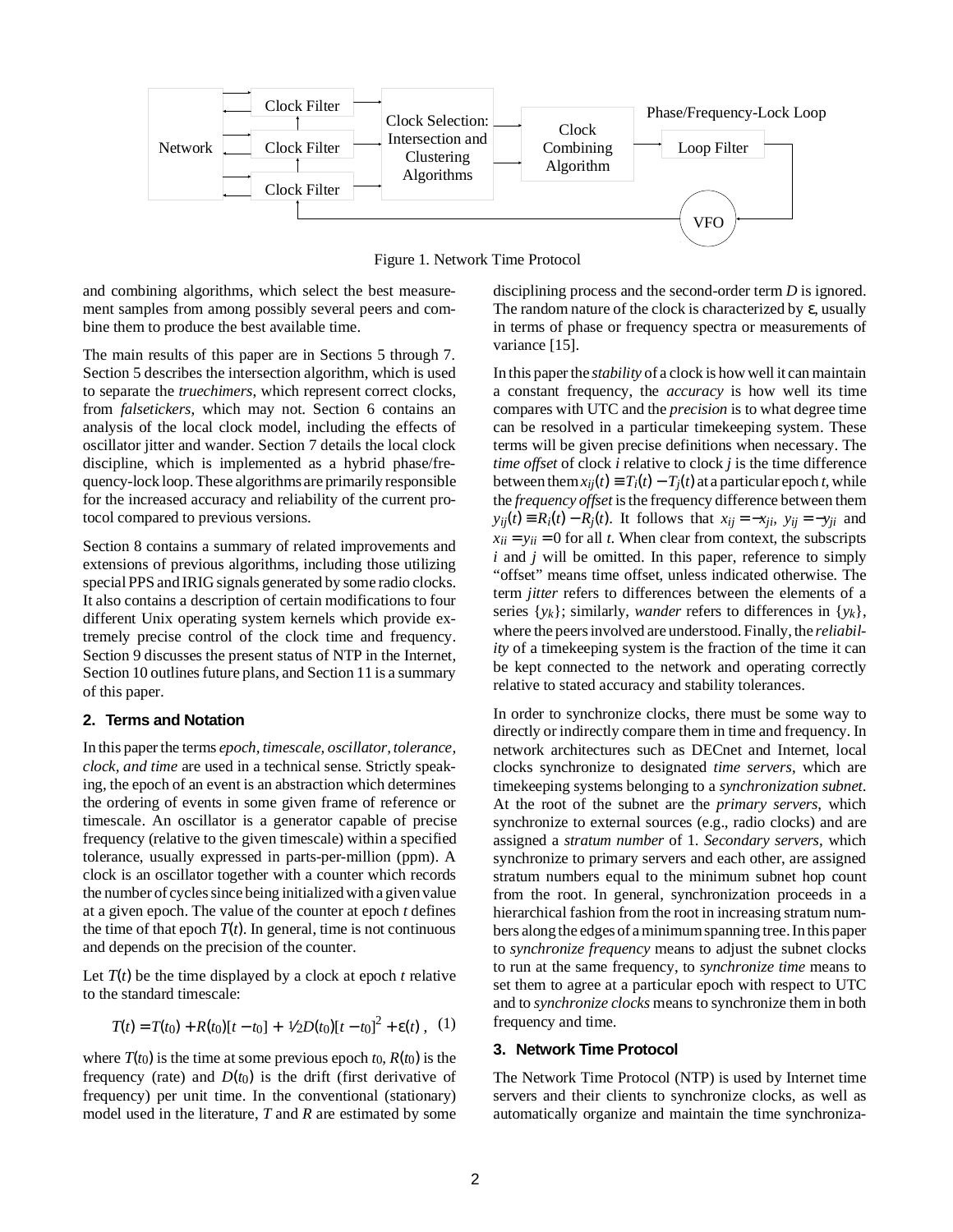Figure 1. Network Time Protocol

and combining algorithms, which select the best measurement samples from among possibly several peers and combine them to produce the best available time.

The main results of this paper are in Sections 5 through 7. Section 5 describes the intersection algorithm, which is used to separate the *truechimers*, which represent correct clocks, from *falsetickers*, which may not. Section 6 contains an analysis of the local clock model, including the effects of oscillator jitter and wander. Section 7 details the local clock discipline, which is implemented as a hybrid phase/frequency-lock loop. These algorithms are primarily responsible for the increased accuracy and reliability of the current protocol compared to previous versions.

Section 8 contains a summary of related improvements and extensions of previous algorithms, including those utilizing special PPS and IRIG signals generated by some radio clocks. It also contains a description of certain modifications to four different Unix operating system kernels which provide extremely precise control of the clock time and frequency. Section 9 discusses the present status of NTP in the Internet, Section 10 outlines future plans, and Section 11 is a summary of this paper.

## 2. Terms and Notation

In this paper the terms *epoch, timescale, oscillator, tolerance, clock, and time* are used in a technical sense. Strictly speaking, the epoch of an event is an abstraction which determines the ordering of events in some given frame of reference or timescale. An oscillator is a generator capable of precise frequency (relative to the given timescale) within a specified tolerance, usually expressed in parts-per-million (ppm). A clock is an oscillator together with a counter which records the number of cycles since being initialized with a given value at a given epoch. The value of the counter at epoch $t$ defines the time of that epoch $T(t)$. In general, time is not continuous and depends on the precision of the counter.

Let $T(t)$ be the time displayed by a clock at epoch $t$ relative to the standard timescale:

$$T(t) = T(t_0) + R(t_0)[t - t_0] + \tfrac{1}{2}D(t_0)[t - t_0]^2 + \varepsilon(t)\,, \quad (1)$$

where $T(t_0)$ is the time at some previous epoch $t_0$, $R(t_0)$ is the frequency (rate) and $D(t_0)$ is the drift (first derivative of frequency) per unit time. In the conventional (stationary) model used in the literature, $T$ and $R$ are estimated by some disciplining process and the second-order term $D$ is ignored. The random nature of the clock is characterized by $\varepsilon$, usually in terms of phase or frequency spectra or measurements of variance [15].

In this paper the *stability* of a clock is how well it can maintain a constant frequency, the *accuracy* is how well its time compares with UTC and the *precision* is to what degree time can be resolved in a particular timekeeping system. These terms will be given precise definitions when necessary. The *time offset* of clock $i$ relative to clock $j$ is the time difference between them $x_{ij}(t) \equiv T_i(t) - T_j(t)$ at a particular epoch $t$, while the *frequency offset* is the frequency difference between them $y_{ij}(t) \equiv R_i(t) - R_j(t)$. It follows that $x_{ij} = -x_{ji}$, $y_{ij} = -y_{ji}$ and $x_{ii} = y_{ii} = 0$ for all $t$. When clear from context, the subscripts $i$ and $j$ will be omitted. In this paper, reference to simply "offset" means time offset, unless indicated otherwise. The term *jitter* refers to differences between the elements of a series $\{y_k\}$; similarly, *wander* refers to differences in $\{y_k\}$, where the peers involved are understood. Finally, the *reliability* of a timekeeping system is the fraction of the time it can be kept connected to the network and operating correctly relative to stated accuracy and stability tolerances.

In order to synchronize clocks, there must be some way to directly or indirectly compare them in time and frequency. In network architectures such as DECnet and Internet, local clocks synchronize to designated *time servers*, which are timekeeping systems belonging to a *synchronization subnet*. At the root of the subnet are the *primary servers*, which synchronize to external sources (e.g., radio clocks) and are assigned a *stratum number* of 1. *Secondary servers*, which synchronize to primary servers and each other, are assigned stratum numbers equal to the minimum subnet hop count from the root. In general, synchronization proceeds in a hierarchical fashion from the root in increasing stratum numbers along the edges of a minimum spanning tree. In this paper to *synchronize frequency* means to adjust the subnet clocks to run at the same frequency, to *synchronize time* means to set them to agree at a particular epoch with respect to UTC and to *synchronize clocks* means to synchronize them in both frequency and time.

## 3. Network Time Protocol

The Network Time Protocol (NTP) is used by Internet time servers and their clients to synchronize clocks, as well as automatically organize and maintain the time synchroniza-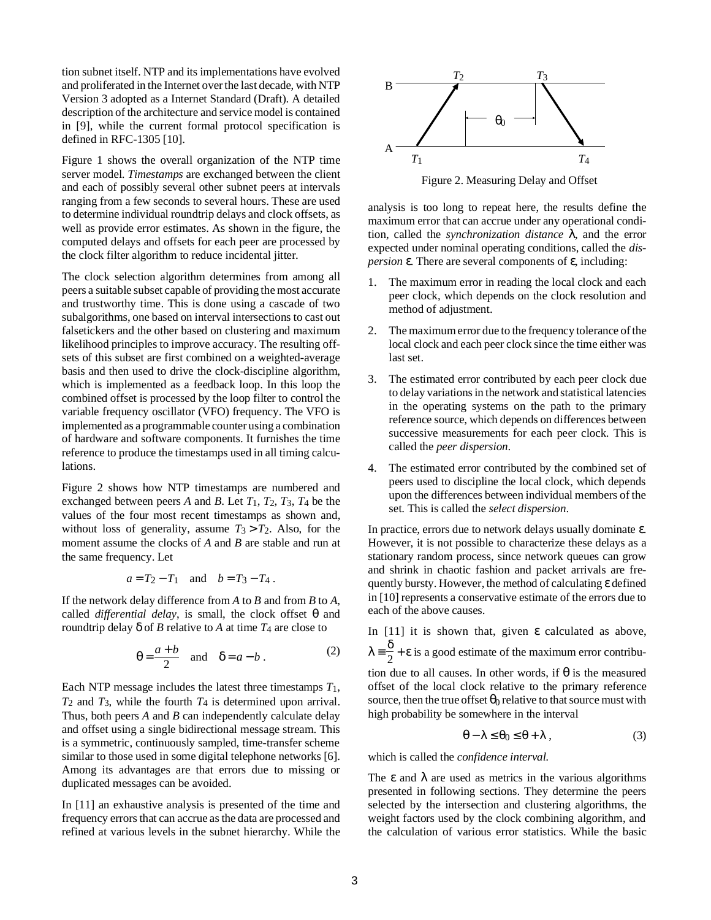tion subnet itself. NTP and its implementations have evolved and proliferated in the Internet over the last decade, with NTP Version 3 adopted as a Internet Standard (Draft). A detailed description of the architecture and service model is contained in [9], while the current formal protocol specification is defined in RFC-1305 [10].

Figure 1 shows the overall organization of the NTP time server model. *Timestamps* are exchanged between the client and each of possibly several other subnet peers at intervals ranging from a few seconds to several hours. These are used to determine individual roundtrip delays and clock offsets, as well as provide error estimates. As shown in the figure, the computed delays and offsets for each peer are processed by the clock filter algorithm to reduce incidental jitter.

The clock selection algorithm determines from among all peers a suitable subset capable of providing the most accurate and trustworthy time. This is done using a cascade of two subalgorithms, one based on interval intersections to cast out falsetickers and the other based on clustering and maximum likelihood principles to improve accuracy. The resulting offsets of this subset are first combined on a weighted-average basis and then used to drive the clock-discipline algorithm, which is implemented as a feedback loop. In this loop the combined offset is processed by the loop filter to control the variable frequency oscillator (VFO) frequency. The VFO is implemented as a programmable counter using a combination of hardware and software components. It furnishes the time reference to produce the timestamps used in all timing calculations.

Figure 2 shows how NTP timestamps are numbered and exchanged between peers *A* and *B*. Let $T_1$, $T_2$, $T_3$, $T_4$ be the values of the four most recent timestamps as shown and, without loss of generality, assume $T_3 > T_2$. Also, for the moment assume the clocks of *A* and *B* are stable and run at the same frequency. Let

$$a = T_2 - T_1 \quad \text{and} \quad b = T_3 - T_4 .$$

If the network delay difference from *A* to *B* and from *B* to *A*, called *differential delay*, is small, the clock offset $\theta$ and roundtrip delay $\delta$ of *B* relative to *A* at time $T_4$ are close to

$$\theta = \frac{a+b}{2} \quad \text{and} \quad \delta = a - b . \tag{2}$$

Each NTP message includes the latest three timestamps $T_1$, $T_2$ and $T_3$, while the fourth $T_4$ is determined upon arrival. Thus, both peers *A* and *B* can independently calculate delay and offset using a single bidirectional message stream. This is a symmetric, continuously sampled, time-transfer scheme similar to those used in some digital telephone networks [6]. Among its advantages are that errors due to missing or duplicated messages can be avoided.

In [11] an exhaustive analysis is presented of the time and frequency errors that can accrue as the data are processed and refined at various levels in the subnet hierarchy. While the analysis is too long to repeat here, the results define the maximum error that can accrue under any operational condition, called the *synchronization distance* $\lambda$, and the error expected under nominal operating conditions, called the *dispersion* $\varepsilon$. There are several components of $\varepsilon$, including:

Figure 2. Measuring Delay and Offset

1. The maximum error in reading the local clock and each peer clock, which depends on the clock resolution and method of adjustment.
2. The maximum error due to the frequency tolerance of the local clock and each peer clock since the time either was last set.
3. The estimated error contributed by each peer clock due to delay variations in the network and statistical latencies in the operating systems on the path to the primary reference source, which depends on differences between successive measurements for each peer clock. This is called the *peer dispersion*.
4. The estimated error contributed by the combined set of peers used to discipline the local clock, which depends upon the differences between individual members of the set. This is called the *select dispersion*.

In practice, errors due to network delays usually dominate $\varepsilon$. However, it is not possible to characterize these delays as a stationary random process, since network queues can grow and shrink in chaotic fashion and packet arrivals are frequently bursty. However, the method of calculating $\varepsilon$ defined in [10] represents a conservative estimate of the errors due to each of the above causes.

In [11] it is shown that, given $\varepsilon$ calculated as above, $\lambda \equiv \frac{\delta}{2} + \varepsilon$ is a good estimate of the maximum error contribution due to all causes. In other words, if $\theta$ is the measured offset of the local clock relative to the primary reference source, then the true offset $\theta_0$ relative to that source must with high probability be somewhere in the interval

$$\theta - \lambda \le \theta_0 \le \theta + \lambda , \tag{3}$$

which is called the *confidence interval.*

The $\varepsilon$ and $\lambda$ are used as metrics in the various algorithms presented in following sections. They determine the peers selected by the intersection and clustering algorithms, the weight factors used by the clock combining algorithm, and the calculation of various error statistics. While the basic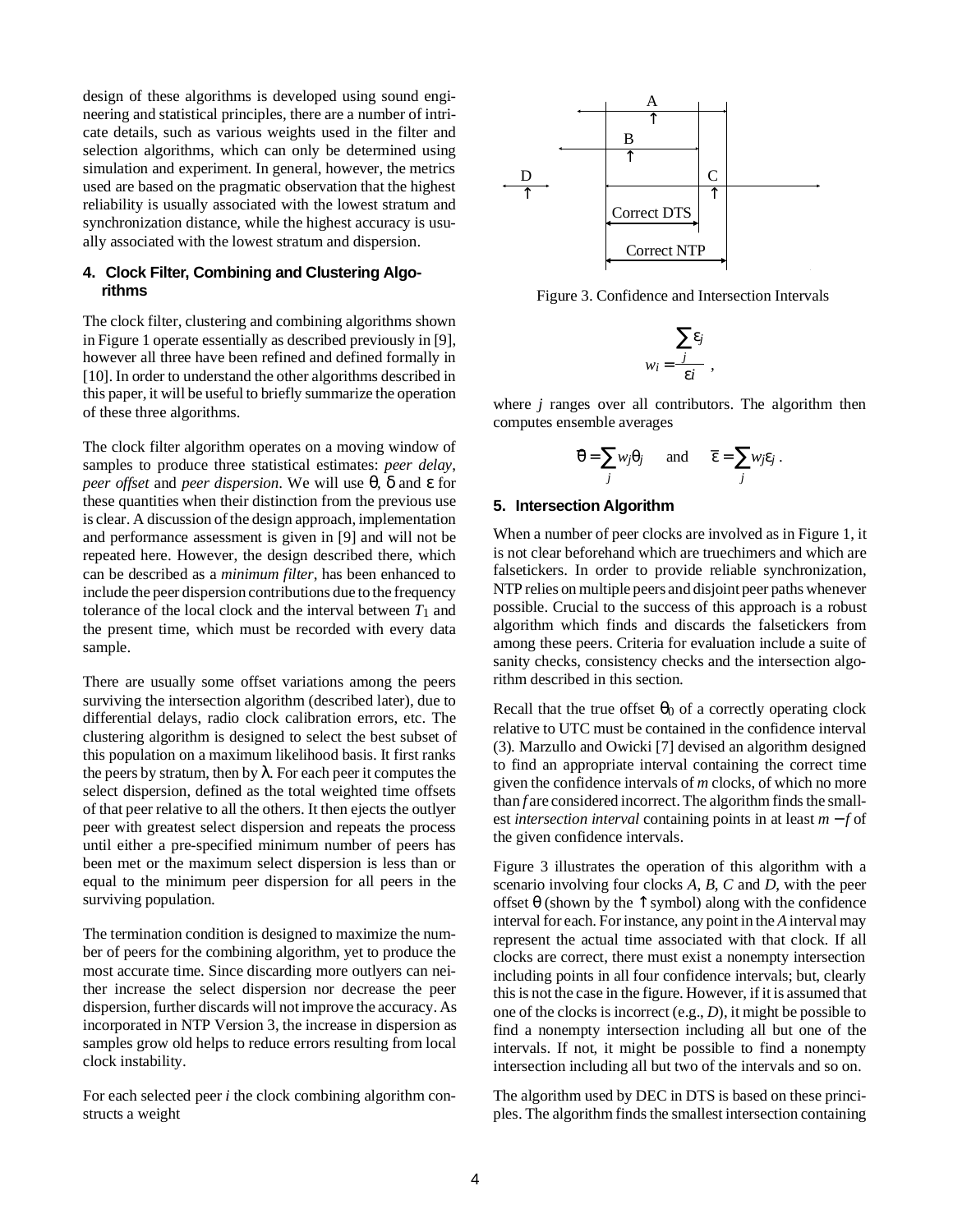design of these algorithms is developed using sound engineering and statistical principles, there are a number of intricate details, such as various weights used in the filter and selection algorithms, which can only be determined using simulation and experiment. In general, however, the metrics used are based on the pragmatic observation that the highest reliability is usually associated with the lowest stratum and synchronization distance, while the highest accuracy is usually associated with the lowest stratum and dispersion.

## 4. Clock Filter, Combining and Clustering Algorithms

The clock filter, clustering and combining algorithms shown in Figure 1 operate essentially as described previously in [9], however all three have been refined and defined formally in [10]. In order to understand the other algorithms described in this paper, it will be useful to briefly summarize the operation of these three algorithms.

The clock filter algorithm operates on a moving window of samples to produce three statistical estimates: *peer delay*, *peer offset* and *peer dispersion*. We will use $\theta$, $\delta$ and $\varepsilon$ for these quantities when their distinction from the previous use is clear. A discussion of the design approach, implementation and performance assessment is given in [9] and will not be repeated here. However, the design described there, which can be described as a *minimum filter*, has been enhanced to include the peer dispersion contributions due to the frequency tolerance of the local clock and the interval between $T_1$ and the present time, which must be recorded with every data sample.

There are usually some offset variations among the peers surviving the intersection algorithm (described later), due to differential delays, radio clock calibration errors, etc. The clustering algorithm is designed to select the best subset of this population on a maximum likelihood basis. It first ranks the peers by stratum, then by $\lambda$. For each peer it computes the select dispersion, defined as the total weighted time offsets of that peer relative to all the others. It then ejects the outlyer peer with greatest select dispersion and repeats the process until either a pre-specified minimum number of peers has been met or the maximum select dispersion is less than or equal to the minimum peer dispersion for all peers in the surviving population.

The termination condition is designed to maximize the number of peers for the combining algorithm, yet to produce the most accurate time. Since discarding more outlyers can neither increase the select dispersion nor decrease the peer dispersion, further discards will not improve the accuracy. As incorporated in NTP Version 3, the increase in dispersion as samples grow old helps to reduce errors resulting from local clock instability.

For each selected peer $i$ the clock combining algorithm constructs a weight

$$w_i = \frac{\sum_j \varepsilon_j}{\varepsilon_i} \ ,$$

where $j$ ranges over all contributors. The algorithm then computes ensemble averages

$$\bar{\theta} = \sum_j w_j \theta_j \quad \text{and} \quad \bar{\varepsilon} = \sum_j w_j \varepsilon_j \ .$$

Figure 3. Confidence and Intersection Intervals

## 5. Intersection Algorithm

When a number of peer clocks are involved as in Figure 1, it is not clear beforehand which are truechimers and which are falsetickers. In order to provide reliable synchronization, NTP relies on multiple peers and disjoint peer paths whenever possible. Crucial to the success of this approach is a robust algorithm which finds and discards the falsetickers from among these peers. Criteria for evaluation include a suite of sanity checks, consistency checks and the intersection algorithm described in this section.

Recall that the true offset $\theta_0$ of a correctly operating clock relative to UTC must be contained in the confidence interval (3). Marzullo and Owicki [7] devised an algorithm designed to find an appropriate interval containing the correct time given the confidence intervals of $m$ clocks, of which no more than $f$ are considered incorrect. The algorithm finds the smallest *intersection interval* containing points in at least $m - f$ of the given confidence intervals.

Figure 3 illustrates the operation of this algorithm with a scenario involving four clocks $A$, $B$, $C$ and $D$, with the peer offset $\theta$ (shown by the $\uparrow$ symbol) along with the confidence interval for each. For instance, any point in the $A$ interval may represent the actual time associated with that clock. If all clocks are correct, there must exist a nonempty intersection including points in all four confidence intervals; but, clearly this is not the case in the figure. However, if it is assumed that one of the clocks is incorrect (e.g., $D$), it might be possible to find a nonempty intersection including all but one of the intervals. If not, it might be possible to find a nonempty intersection including all but two of the intervals and so on.

The algorithm used by DEC in DTS is based on these principles. The algorithm finds the smallest intersection containing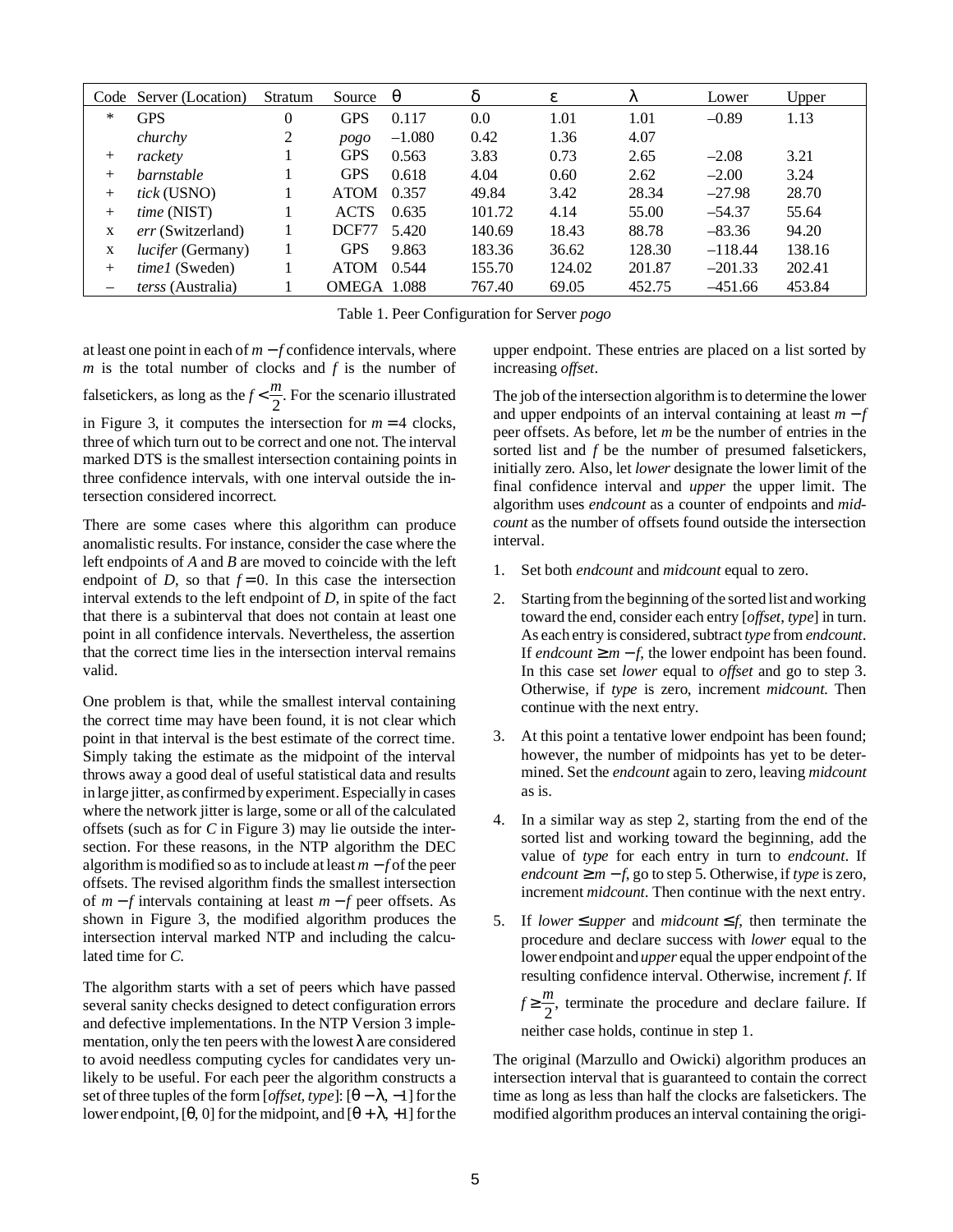| Code | Server (Location) | Stratum | Source | $\theta$ | $\delta$ | $\varepsilon$ | $\lambda$ | Lower | Upper |
|---|---|---|---|---|---|---|---|---|---|
| * | GPS | 0 | GPS | 0.117 | 0.0 | 1.01 | 1.01 | –0.89 | 1.13 |
| | *churchy* | 2 | *pogo* | –1.080 | 0.42 | 1.36 | 4.07 | | |
| + | *rackety* | 1 | GPS | 0.563 | 3.83 | 0.73 | 2.65 | –2.08 | 3.21 |
| + | *barnstable* | 1 | GPS | 0.618 | 4.04 | 0.60 | 2.62 | –2.00 | 3.24 |
| + | *tick* (USNO) | 1 | ATOM | 0.357 | 49.84 | 3.42 | 28.34 | –27.98 | 28.70 |
| + | *time* (NIST) | 1 | ACTS | 0.635 | 101.72 | 4.14 | 55.00 | –54.37 | 55.64 |
| x | *err* (Switzerland) | 1 | DCF77 | 5.420 | 140.69 | 18.43 | 88.78 | –83.36 | 94.20 |
| x | *lucifer* (Germany) | 1 | GPS | 9.863 | 183.36 | 36.62 | 128.30 | –118.44 | 138.16 |
| + | *time1* (Sweden) | 1 | ATOM | 0.544 | 155.70 | 124.02 | 201.87 | –201.33 | 202.41 |
| – | *terss* (Australia) | 1 | OMEGA | 1.088 | 767.40 | 69.05 | 452.75 | –451.66 | 453.84 |

Table 1. Peer Configuration for Server *pogo*

at least one point in each of $m - f$ confidence intervals, where $m$ is the total number of clocks and $f$ is the number of falsetickers, as long as the $f < \frac{m}{2}$. For the scenario illustrated in Figure 3, it computes the intersection for $m = 4$ clocks, three of which turn out to be correct and one not. The interval marked DTS is the smallest intersection containing points in three confidence intervals, with one interval outside the intersection considered incorrect.

There are some cases where this algorithm can produce anomalistic results. For instance, consider the case where the left endpoints of *A* and *B* are moved to coincide with the left endpoint of *D*, so that $f = 0$. In this case the intersection interval extends to the left endpoint of *D*, in spite of the fact that there is a subinterval that does not contain at least one point in all confidence intervals. Nevertheless, the assertion that the correct time lies in the intersection interval remains valid.

One problem is that, while the smallest interval containing the correct time may have been found, it is not clear which point in that interval is the best estimate of the correct time. Simply taking the estimate as the midpoint of the interval throws away a good deal of useful statistical data and results in large jitter, as confirmed by experiment. Especially in cases where the network jitter is large, some or all of the calculated offsets (such as for *C* in Figure 3) may lie outside the intersection. For these reasons, in the NTP algorithm the DEC algorithm is modified so as to include at least $m - f$ of the peer offsets. The revised algorithm finds the smallest intersection of $m - f$ intervals containing at least $m - f$ peer offsets. As shown in Figure 3, the modified algorithm produces the intersection interval marked NTP and including the calculated time for *C*.

The algorithm starts with a set of peers which have passed several sanity checks designed to detect configuration errors and defective implementations. In the NTP Version 3 implementation, only the ten peers with the lowest $\lambda$ are considered to avoid needless computing cycles for candidates very unlikely to be useful. For each peer the algorithm constructs a set of three tuples of the form [*offset, type*]: $[\theta - \lambda, -1]$ for the lower endpoint, $[\theta, 0]$ for the midpoint, and $[\theta + \lambda, +1]$ for the upper endpoint. These entries are placed on a list sorted by increasing *offset*.

The job of the intersection algorithm is to determine the lower and upper endpoints of an interval containing at least $m - f$ peer offsets. As before, let $m$ be the number of entries in the sorted list and $f$ be the number of presumed falsetickers, initially zero. Also, let *lower* designate the lower limit of the final confidence interval and *upper* the upper limit. The algorithm uses *endcount* as a counter of endpoints and *midcount* as the number of offsets found outside the intersection interval.

1. Set both *endcount* and *midcount* equal to zero.
2. Starting from the beginning of the sorted list and working toward the end, consider each entry [*offset, type*] in turn. As each entry is considered, subtract *type* from *endcount*. If $endcount \geq m - f$, the lower endpoint has been found. In this case set *lower* equal to *offset* and go to step 3. Otherwise, if *type* is zero, increment *midcount*. Then continue with the next entry.
3. At this point a tentative lower endpoint has been found; however, the number of midpoints has yet to be determined. Set the *endcount* again to zero, leaving *midcount* as is.
4. In a similar way as step 2, starting from the end of the sorted list and working toward the beginning, add the value of *type* for each entry in turn to *endcount*. If $endcount \geq m - f$, go to step 5. Otherwise, if *type* is zero, increment *midcount*. Then continue with the next entry.
5. If $lower \leq upper$ and $midcount \leq f$, then terminate the procedure and declare success with *lower* equal to the lower endpoint and *upper* equal the upper endpoint of the resulting confidence interval. Otherwise, increment *f*. If $f \geq \frac{m}{2}$, terminate the procedure and declare failure. If neither case holds, continue in step 1.

The original (Marzullo and Owicki) algorithm produces an intersection interval that is guaranteed to contain the correct time as long as less than half the clocks are falsetickers. The modified algorithm produces an interval containing the origi-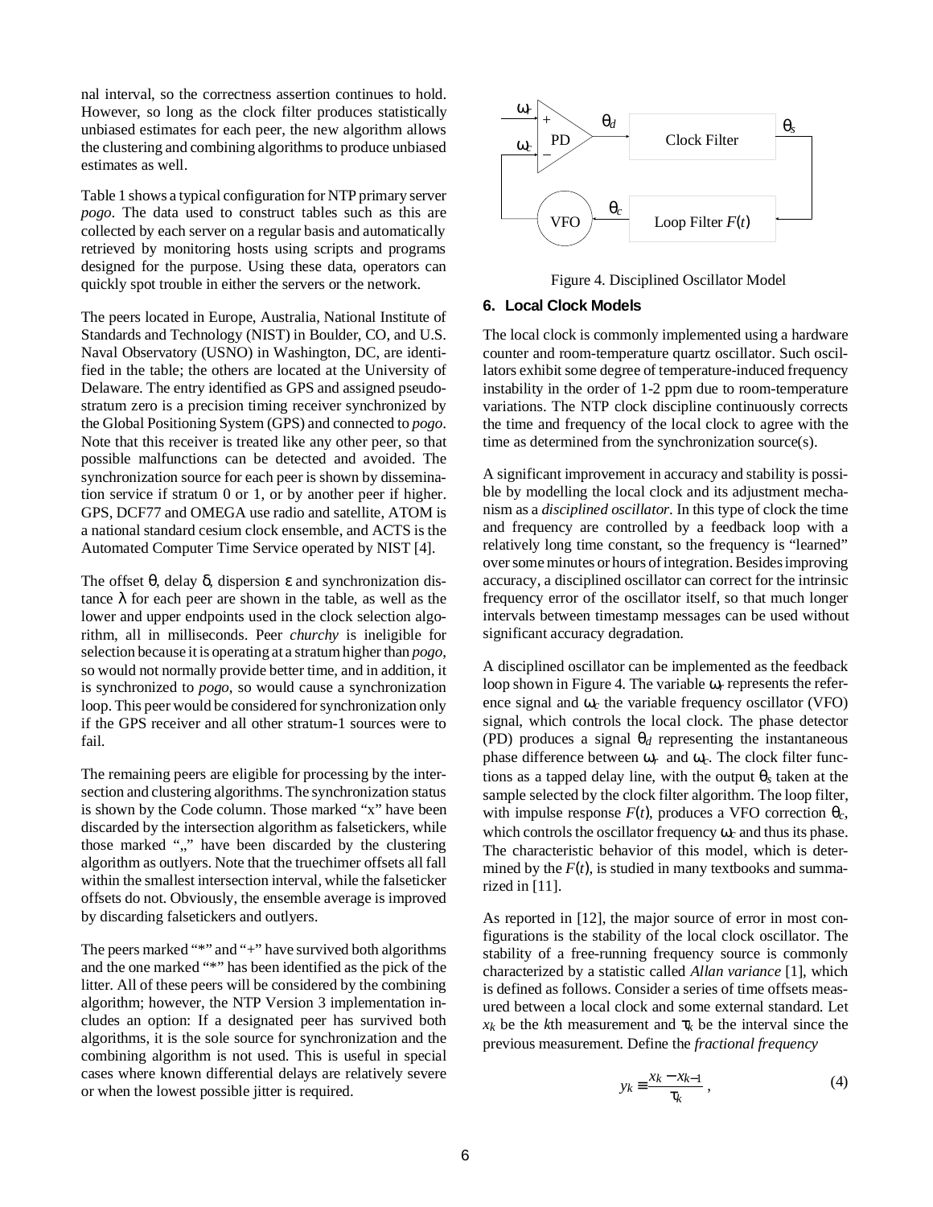nal interval, so the correctness assertion continues to hold. However, so long as the clock filter produces statistically unbiased estimates for each peer, the new algorithm allows the clustering and combining algorithms to produce unbiased estimates as well.

Table 1 shows a typical configuration for NTP primary server *pogo*. The data used to construct tables such as this are collected by each server on a regular basis and automatically retrieved by monitoring hosts using scripts and programs designed for the purpose. Using these data, operators can quickly spot trouble in either the servers or the network.

The peers located in Europe, Australia, National Institute of Standards and Technology (NIST) in Boulder, CO, and U.S. Naval Observatory (USNO) in Washington, DC, are identified in the table; the others are located at the University of Delaware. The entry identified as GPS and assigned pseudo-stratum zero is a precision timing receiver synchronized by the Global Positioning System (GPS) and connected to *pogo*. Note that this receiver is treated like any other peer, so that possible malfunctions can be detected and avoided. The synchronization source for each peer is shown by dissemination service if stratum 0 or 1, or by another peer if higher. GPS, DCF77 and OMEGA use radio and satellite, ATOM is a national standard cesium clock ensemble, and ACTS is the Automated Computer Time Service operated by NIST [4].

The offset $\theta$, delay $\delta$, dispersion $\varepsilon$ and synchronization distance $\lambda$ for each peer are shown in the table, as well as the lower and upper endpoints used in the clock selection algorithm, all in milliseconds. Peer *churchy* is ineligible for selection because it is operating at a stratum higher than *pogo*, so would not normally provide better time, and in addition, it is synchronized to *pogo*, so would cause a synchronization loop. This peer would be considered for synchronization only if the GPS receiver and all other stratum-1 sources were to fail.

The remaining peers are eligible for processing by the intersection and clustering algorithms. The synchronization status is shown by the Code column. Those marked "x" have been discarded by the intersection algorithm as falsetickers, while those marked "," have been discarded by the clustering algorithm as outlyers. Note that the truechimer offsets all fall within the smallest intersection interval, while the falseticker offsets do not. Obviously, the ensemble average is improved by discarding falsetickers and outlyers.

The peers marked "*" and "+" have survived both algorithms and the one marked "*" has been identified as the pick of the litter. All of these peers will be considered by the combining algorithm; however, the NTP Version 3 implementation includes an option: If a designated peer has survived both algorithms, it is the sole source for synchronization and the combining algorithm is not used. This is useful in special cases where known differential delays are relatively severe or when the lowest possible jitter is required.

Figure 4. Disciplined Oscillator Model

## 6. Local Clock Models

The local clock is commonly implemented using a hardware counter and room-temperature quartz oscillator. Such oscillators exhibit some degree of temperature-induced frequency instability in the order of 1-2 ppm due to room-temperature variations. The NTP clock discipline continuously corrects the time and frequency of the local clock to agree with the time as determined from the synchronization source(s).

A significant improvement in accuracy and stability is possible by modelling the local clock and its adjustment mechanism as a *disciplined oscillator*. In this type of clock the time and frequency are controlled by a feedback loop with a relatively long time constant, so the frequency is "learned" over some minutes or hours of integration. Besides improving accuracy, a disciplined oscillator can correct for the intrinsic frequency error of the oscillator itself, so that much longer intervals between timestamp messages can be used without significant accuracy degradation.

A disciplined oscillator can be implemented as the feedback loop shown in Figure 4. The variable $\omega_r$ represents the reference signal and $\omega_c$ the variable frequency oscillator (VFO) signal, which controls the local clock. The phase detector (PD) produces a signal $\theta_d$ representing the instantaneous phase difference between $\omega_r$ and $\omega_c$. The clock filter functions as a tapped delay line, with the output $\theta_s$ taken at the sample selected by the clock filter algorithm. The loop filter, with impulse response $F(t)$, produces a VFO correction $\theta_c$, which controls the oscillator frequency $\omega_c$ and thus its phase. The characteristic behavior of this model, which is determined by the $F(t)$, is studied in many textbooks and summarized in [11].

As reported in [12], the major source of error in most configurations is the stability of the local clock oscillator. The stability of a free-running frequency source is commonly characterized by a statistic called *Allan variance* [1], which is defined as follows. Consider a series of time offsets measured between a local clock and some external standard. Let $x_k$ be the $k$th measurement and $\tau_k$ be the interval since the previous measurement. Define the *fractional frequency*

$$y_k \equiv \frac{x_k - x_{k-1}}{\tau_k}\,, \tag{4}$$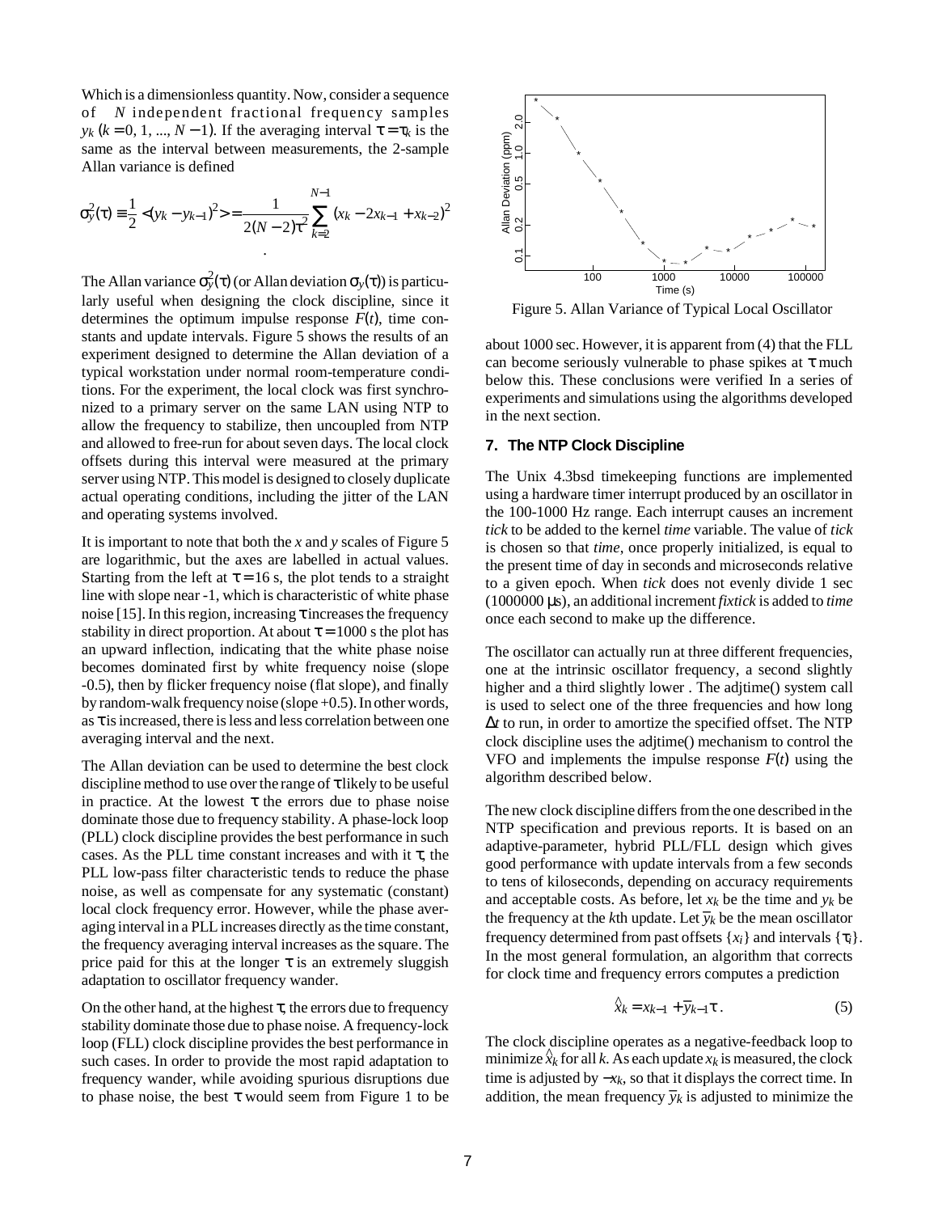Which is a dimensionless quantity. Now, consider a sequence of $N$ independent fractional frequency samples $y_k$ ($k = 0, 1, ..., N - 1$). If the averaging interval $\tau = \tau_k$ is the same as the interval between measurements, the 2-sample Allan variance is defined

$$\sigma_y^2(\tau) \equiv \frac{1}{2} < (y_k - y_{k-1})^2 > = \frac{1}{2(N-2)\tau^2} \sum_{k=2}^{N-1} (x_k - 2x_{k-1} + x_{k-2})^2$$

.

The Allan variance $\sigma_y^2(\tau)$ (or Allan deviation $\sigma_y(\tau)$) is particularly useful when designing the clock discipline, since it determines the optimum impulse response $F(t)$, time constants and update intervals. Figure 5 shows the results of an experiment designed to determine the Allan deviation of a typical workstation under normal room-temperature conditions. For the experiment, the local clock was first synchronized to a primary server on the same LAN using NTP to allow the frequency to stabilize, then uncoupled from NTP and allowed to free-run for about seven days. The local clock offsets during this interval were measured at the primary server using NTP. This model is designed to closely duplicate actual operating conditions, including the jitter of the LAN and operating systems involved.

It is important to note that both the $x$ and $y$ scales of Figure 5 are logarithmic, but the axes are labelled in actual values. Starting from the left at $\tau = 16$ s, the plot tends to a straight line with slope near -1, which is characteristic of white phase noise [15]. In this region, increasing $\tau$ increases the frequency stability in direct proportion. At about $\tau = 1000$ s the plot has an upward inflection, indicating that the white phase noise becomes dominated first by white frequency noise (slope -0.5), then by flicker frequency noise (flat slope), and finally by random-walk frequency noise (slope +0.5). In other words, as $\tau$ is increased, there is less and less correlation between one averaging interval and the next.

The Allan deviation can be used to determine the best clock discipline method to use over the range of $\tau$ likely to be useful in practice. At the lowest $\tau$ the errors due to phase noise dominate those due to frequency stability. A phase-lock loop (PLL) clock discipline provides the best performance in such cases. As the PLL time constant increases and with it $\tau$, the PLL low-pass filter characteristic tends to reduce the phase noise, as well as compensate for any systematic (constant) local clock frequency error. However, while the phase averaging interval in a PLL increases directly as the time constant, the frequency averaging interval increases as the square. The price paid for this at the longer $\tau$ is an extremely sluggish adaptation to oscillator frequency wander.

On the other hand, at the highest $\tau$, the errors due to frequency stability dominate those due to phase noise. A frequency-lock loop (FLL) clock discipline provides the best performance in such cases. In order to provide the most rapid adaptation to frequency wander, while avoiding spurious disruptions due to phase noise, the best $\tau$ would seem from Figure 1 to be about 1000 sec. However, it is apparent from (4) that the FLL can become seriously vulnerable to phase spikes at $\tau$ much below this. These conclusions were verified In a series of experiments and simulations using the algorithms developed in the next section.

Figure 5. Allan Variance of Typical Local Oscillator

## 7. The NTP Clock Discipline

The Unix 4.3bsd timekeeping functions are implemented using a hardware timer interrupt produced by an oscillator in the 100-1000 Hz range. Each interrupt causes an increment *tick* to be added to the kernel *time* variable. The value of *tick* is chosen so that *time*, once properly initialized, is equal to the present time of day in seconds and microseconds relative to a given epoch. When *tick* does not evenly divide 1 sec (1000000 µs), an additional increment *fixtick* is added to *time* once each second to make up the difference.

The oscillator can actually run at three different frequencies, one at the intrinsic oscillator frequency, a second slightly higher and a third slightly lower . The adjtime() system call is used to select one of the three frequencies and how long $\Delta t$ to run, in order to amortize the specified offset. The NTP clock discipline uses the adjtime() mechanism to control the VFO and implements the impulse response $F(t)$ using the algorithm described below.

The new clock discipline differs from the one described in the NTP specification and previous reports. It is based on an adaptive-parameter, hybrid PLL/FLL design which gives good performance with update intervals from a few seconds to tens of kiloseconds, depending on accuracy requirements and acceptable costs. As before, let $x_k$ be the time and $y_k$ be the frequency at the $k$th update. Let $\bar{y}_k$ be the mean oscillator frequency determined from past offsets $\{x_i\}$ and intervals $\{\tau_i\}$. In the most general formulation, an algorithm that corrects for clock time and frequency errors computes a prediction

$$\hat{x}_k = x_{k-1} + \bar{y}_{k-1}\tau . \qquad (5)$$

The clock discipline operates as a negative-feedback loop to minimize $\hat{x}_k$ for all $k$. As each update $x_k$ is measured, the clock time is adjusted by $-x_k$, so that it displays the correct time. In addition, the mean frequency $\bar{y}_k$ is adjusted to minimize the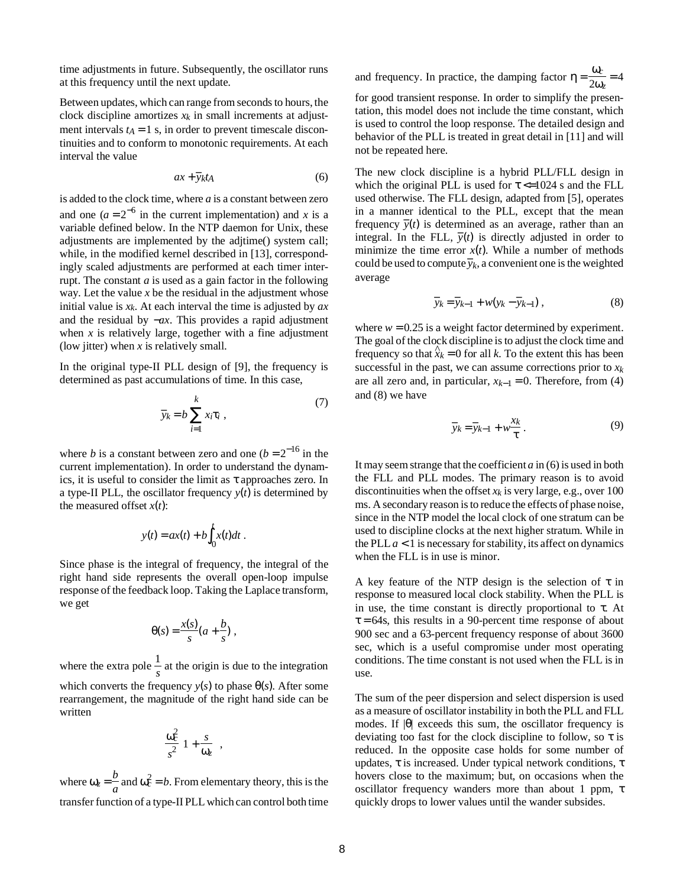time adjustments in future. Subsequently, the oscillator runs at this frequency until the next update.

Between updates, which can range from seconds to hours, the clock discipline amortizes $x_k$ in small increments at adjustment intervals $t_A = 1$ s, in order to prevent timescale discontinuities and to conform to monotonic requirements. At each interval the value

$$ax + \bar{y}_k t_A \tag{6}$$

is added to the clock time, where $a$ is a constant between zero and one ($a = 2^{-6}$ in the current implementation) and $x$ is a variable defined below. In the NTP daemon for Unix, these adjustments are implemented by the adjtime() system call; while, in the modified kernel described in [13], correspondingly scaled adjustments are performed at each timer interrupt. The constant $a$ is used as a gain factor in the following way. Let the value $x$ be the residual in the adjustment whose initial value is $x_k$. At each interval the time is adjusted by $ax$ and the residual by $-ax$. This provides a rapid adjustment when $x$ is relatively large, together with a fine adjustment (low jitter) when $x$ is relatively small.

In the original type-II PLL design of [9], the frequency is determined as past accumulations of time. In this case,

$$\bar{y}_k = b \sum_{i=1}^{k} x_i \tau_i \ , \tag{7}$$

where $b$ is a constant between zero and one ($b = 2^{-16}$ in the current implementation). In order to understand the dynamics, it is useful to consider the limit as $\tau$ approaches zero. In a type-II PLL, the oscillator frequency $y(t)$ is determined by the measured offset $x(t)$:

$$y(t) = ax(t) + b \int_0^t x(t) dt \ .$$

Since phase is the integral of frequency, the integral of the right hand side represents the overall open-loop impulse response of the feedback loop. Taking the Laplace transform, we get

$$\theta(s) = \frac{x(s)}{s}\left(a + \frac{b}{s}\right) ,$$

where the extra pole $\frac{1}{s}$ at the origin is due to the integration which converts the frequency $y(s)$ to phase $\theta(s)$. After some rearrangement, the magnitude of the right hand side can be written

$$\frac{\omega_c^2}{s^2}\left(1 + \frac{s}{\omega_z}\right) ,$$

where $\omega_z = \frac{b}{a}$ and $\omega_c^2 = b$. From elementary theory, this is the transfer function of a type-II PLL which can control both time and frequency. In practice, the damping factor $\eta = \frac{\omega_c}{2\omega_z} = 4$ for good transient response. In order to simplify the presentation, this model does not include the time constant, which is used to control the loop response. The detailed design and behavior of the PLL is treated in great detail in [11] and will not be repeated here.

The new clock discipline is a hybrid PLL/FLL design in which the original PLL is used for $\tau <= 1024$ s and the FLL used otherwise. The FLL design, adapted from [5], operates in a manner identical to the PLL, except that the mean frequency $\bar{y}(t)$ is determined as an average, rather than an integral. In the FLL, $\bar{y}(t)$ is directly adjusted in order to minimize the time error $x(t)$. While a number of methods could be used to compute $\bar{y}_k$, a convenient one is the weighted average

$$\bar{y}_k = \bar{y}_{k-1} + w(y_k - \bar{y}_{k-1}) \ , \tag{8}$$

where $w = 0.25$ is a weight factor determined by experiment. The goal of the clock discipline is to adjust the clock time and frequency so that $\hat{x}_k = 0$ for all $k$. To the extent this has been successful in the past, we can assume corrections prior to $x_k$ are all zero and, in particular, $x_{k-1} = 0$. Therefore, from (4) and (8) we have

$$\bar{y}_k = \bar{y}_{k-1} + w\frac{x_k}{\tau} \ . \tag{9}$$

It may seem strange that the coefficient $a$ in (6) is used in both the FLL and PLL modes. The primary reason is to avoid discontinuities when the offset $x_k$ is very large, e.g., over 100 ms. A secondary reason is to reduce the effects of phase noise, since in the NTP model the local clock of one stratum can be used to discipline clocks at the next higher stratum. While in the PLL $a < 1$ is necessary for stability, its affect on dynamics when the FLL is in use is minor.

A key feature of the NTP design is the selection of $\tau$ in response to measured local clock stability. When the PLL is in use, the time constant is directly proportional to $\tau$. At $\tau = 64$s, this results in a 90-percent time response of about 900 sec and a 63-percent frequency response of about 3600 sec, which is a useful compromise under most operating conditions. The time constant is not used when the FLL is in use.

The sum of the peer dispersion and select dispersion is used as a measure of oscillator instability in both the PLL and FLL modes. If $|\theta|$ exceeds this sum, the oscillator frequency is deviating too fast for the clock discipline to follow, so $\tau$ is reduced. In the opposite case holds for some number of updates, $\tau$ is increased. Under typical network conditions, $\tau$ hovers close to the maximum; but, on occasions when the oscillator frequency wanders more than about 1 ppm, $\tau$ quickly drops to lower values until the wander subsides.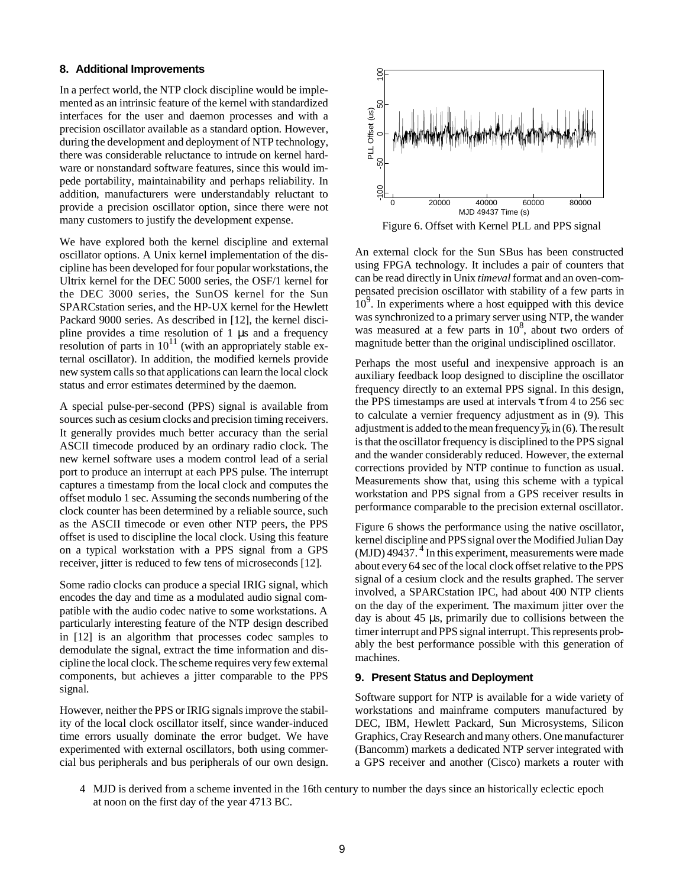## 8. Additional Improvements

In a perfect world, the NTP clock discipline would be implemented as an intrinsic feature of the kernel with standardized interfaces for the user and daemon processes and with a precision oscillator available as a standard option. However, during the development and deployment of NTP technology, there was considerable reluctance to intrude on kernel hardware or nonstandard software features, since this would impede portability, maintainability and perhaps reliability. In addition, manufacturers were understandably reluctant to provide a precision oscillator option, since there were not many customers to justify the development expense.

We have explored both the kernel discipline and external oscillator options. A Unix kernel implementation of the discipline has been developed for four popular workstations, the Ultrix kernel for the DEC 5000 series, the OSF/1 kernel for the DEC 3000 series, the SunOS kernel for the Sun SPARCstation series, and the HP-UX kernel for the Hewlett Packard 9000 series. As described in [12], the kernel discipline provides a time resolution of 1 μs and a frequency resolution of parts in $10^{11}$ (with an appropriately stable external oscillator). In addition, the modified kernels provide new system calls so that applications can learn the local clock status and error estimates determined by the daemon.

A special pulse-per-second (PPS) signal is available from sources such as cesium clocks and precision timing receivers. It generally provides much better accuracy than the serial ASCII timecode produced by an ordinary radio clock. The new kernel software uses a modem control lead of a serial port to produce an interrupt at each PPS pulse. The interrupt captures a timestamp from the local clock and computes the offset modulo 1 sec. Assuming the seconds numbering of the clock counter has been determined by a reliable source, such as the ASCII timecode or even other NTP peers, the PPS offset is used to discipline the local clock. Using this feature on a typical workstation with a PPS signal from a GPS receiver, jitter is reduced to few tens of microseconds [12].

Some radio clocks can produce a special IRIG signal, which encodes the day and time as a modulated audio signal compatible with the audio codec native to some workstations. A particularly interesting feature of the NTP design described in [12] is an algorithm that processes codec samples to demodulate the signal, extract the time information and discipline the local clock. The scheme requires very few external components, but achieves a jitter comparable to the PPS signal.

However, neither the PPS or IRIG signals improve the stability of the local clock oscillator itself, since wander-induced time errors usually dominate the error budget. We have experimented with external oscillators, both using commercial bus peripherals and bus peripherals of our own design.

100
50
0
-50
-100
PLL Offset (us)
0
20000
40000
60000
80000
MJD 49437 Time (s)

Figure 6. Offset with Kernel PLL and PPS signal

An external clock for the Sun SBus has been constructed using FPGA technology. It includes a pair of counters that can be read directly in Unix *timeval* format and an oven-compensated precision oscillator with stability of a few parts in $10^9$. In experiments where a host equipped with this device was synchronized to a primary server using NTP, the wander was measured at a few parts in $10^8$, about two orders of magnitude better than the original undisciplined oscillator.

Perhaps the most useful and inexpensive approach is an auxiliary feedback loop designed to discipline the oscillator frequency directly to an external PPS signal. In this design, the PPS timestamps are used at intervals $\tau$ from 4 to 256 sec to calculate a vernier frequency adjustment as in (9). This adjustment is added to the mean frequency $\bar{y}_k$ in (6). The result is that the oscillator frequency is disciplined to the PPS signal and the wander considerably reduced. However, the external corrections provided by NTP continue to function as usual. Measurements show that, using this scheme with a typical workstation and PPS signal from a GPS receiver results in performance comparable to the precision external oscillator.

Figure 6 shows the performance using the native oscillator, kernel discipline and PPS signal over the Modified Julian Day (MJD) 49437.[4] In this experiment, measurements were made about every 64 sec of the local clock offset relative to the PPS signal of a cesium clock and the results graphed. The server involved, a SPARCstation IPC, had about 400 NTP clients on the day of the experiment. The maximum jitter over the day is about 45 μs, primarily due to collisions between the timer interrupt and PPS signal interrupt. This represents probably the best performance possible with this generation of machines.

## 9. Present Status and Deployment

Software support for NTP is available for a wide variety of workstations and mainframe computers manufactured by DEC, IBM, Hewlett Packard, Sun Microsystems, Silicon Graphics, Cray Research and many others. One manufacturer (Bancomm) markets a dedicated NTP server integrated with a GPS receiver and another (Cisco) markets a router with

4 MJD is derived from a scheme invented in the 16th century to number the days since an historically eclectic epoch at noon on the first day of the year 4713 BC.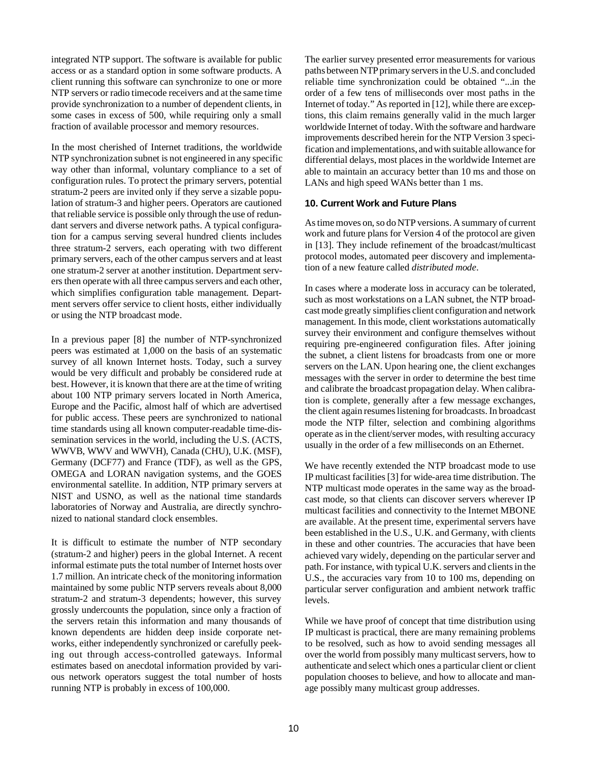integrated NTP support. The software is available for public access or as a standard option in some software products. A client running this software can synchronize to one or more NTP servers or radio timecode receivers and at the same time provide synchronization to a number of dependent clients, in some cases in excess of 500, while requiring only a small fraction of available processor and memory resources.

In the most cherished of Internet traditions, the worldwide NTP synchronization subnet is not engineered in any specific way other than informal, voluntary compliance to a set of configuration rules. To protect the primary servers, potential stratum-2 peers are invited only if they serve a sizable population of stratum-3 and higher peers. Operators are cautioned that reliable service is possible only through the use of redundant servers and diverse network paths. A typical configuration for a campus serving several hundred clients includes three stratum-2 servers, each operating with two different primary servers, each of the other campus servers and at least one stratum-2 server at another institution. Department servers then operate with all three campus servers and each other, which simplifies configuration table management. Department servers offer service to client hosts, either individually or using the NTP broadcast mode.

In a previous paper [8] the number of NTP-synchronized peers was estimated at 1,000 on the basis of an systematic survey of all known Internet hosts. Today, such a survey would be very difficult and probably be considered rude at best. However, it is known that there are at the time of writing about 100 NTP primary servers located in North America, Europe and the Pacific, almost half of which are advertised for public access. These peers are synchronized to national time standards using all known computer-readable time-dissemination services in the world, including the U.S. (ACTS, WWVB, WWV and WWVH), Canada (CHU), U.K. (MSF), Germany (DCF77) and France (TDF), as well as the GPS, OMEGA and LORAN navigation systems, and the GOES environmental satellite. In addition, NTP primary servers at NIST and USNO, as well as the national time standards laboratories of Norway and Australia, are directly synchronized to national standard clock ensembles.

It is difficult to estimate the number of NTP secondary (stratum-2 and higher) peers in the global Internet. A recent informal estimate puts the total number of Internet hosts over 1.7 million. An intricate check of the monitoring information maintained by some public NTP servers reveals about 8,000 stratum-2 and stratum-3 dependents; however, this survey grossly undercounts the population, since only a fraction of the servers retain this information and many thousands of known dependents are hidden deep inside corporate networks, either independently synchronized or carefully peeking out through access-controlled gateways. Informal estimates based on anecdotal information provided by various network operators suggest the total number of hosts running NTP is probably in excess of 100,000.

The earlier survey presented error measurements for various paths between NTP primary servers in the U.S. and concluded reliable time synchronization could be obtained "...in the order of a few tens of milliseconds over most paths in the Internet of today." As reported in [12], while there are exceptions, this claim remains generally valid in the much larger worldwide Internet of today. With the software and hardware improvements described herein for the NTP Version 3 specification and implementations, and with suitable allowance for differential delays, most places in the worldwide Internet are able to maintain an accuracy better than 10 ms and those on LANs and high speed WANs better than 1 ms.

### 10. Current Work and Future Plans

As time moves on, so do NTP versions. A summary of current work and future plans for Version 4 of the protocol are given in [13]. They include refinement of the broadcast/multicast protocol modes, automated peer discovery and implementation of a new feature called *distributed mode*.

In cases where a moderate loss in accuracy can be tolerated, such as most workstations on a LAN subnet, the NTP broadcast mode greatly simplifies client configuration and network management. In this mode, client workstations automatically survey their environment and configure themselves without requiring pre-engineered configuration files. After joining the subnet, a client listens for broadcasts from one or more servers on the LAN. Upon hearing one, the client exchanges messages with the server in order to determine the best time and calibrate the broadcast propagation delay. When calibration is complete, generally after a few message exchanges, the client again resumes listening for broadcasts. In broadcast mode the NTP filter, selection and combining algorithms operate as in the client/server modes, with resulting accuracy usually in the order of a few milliseconds on an Ethernet.

We have recently extended the NTP broadcast mode to use IP multicast facilities [3] for wide-area time distribution. The NTP multicast mode operates in the same way as the broadcast mode, so that clients can discover servers wherever IP multicast facilities and connectivity to the Internet MBONE are available. At the present time, experimental servers have been established in the U.S., U.K. and Germany, with clients in these and other countries. The accuracies that have been achieved vary widely, depending on the particular server and path. For instance, with typical U.K. servers and clients in the U.S., the accuracies vary from 10 to 100 ms, depending on particular server configuration and ambient network traffic levels.

While we have proof of concept that time distribution using IP multicast is practical, there are many remaining problems to be resolved, such as how to avoid sending messages all over the world from possibly many multicast servers, how to authenticate and select which ones a particular client or client population chooses to believe, and how to allocate and manage possibly many multicast group addresses.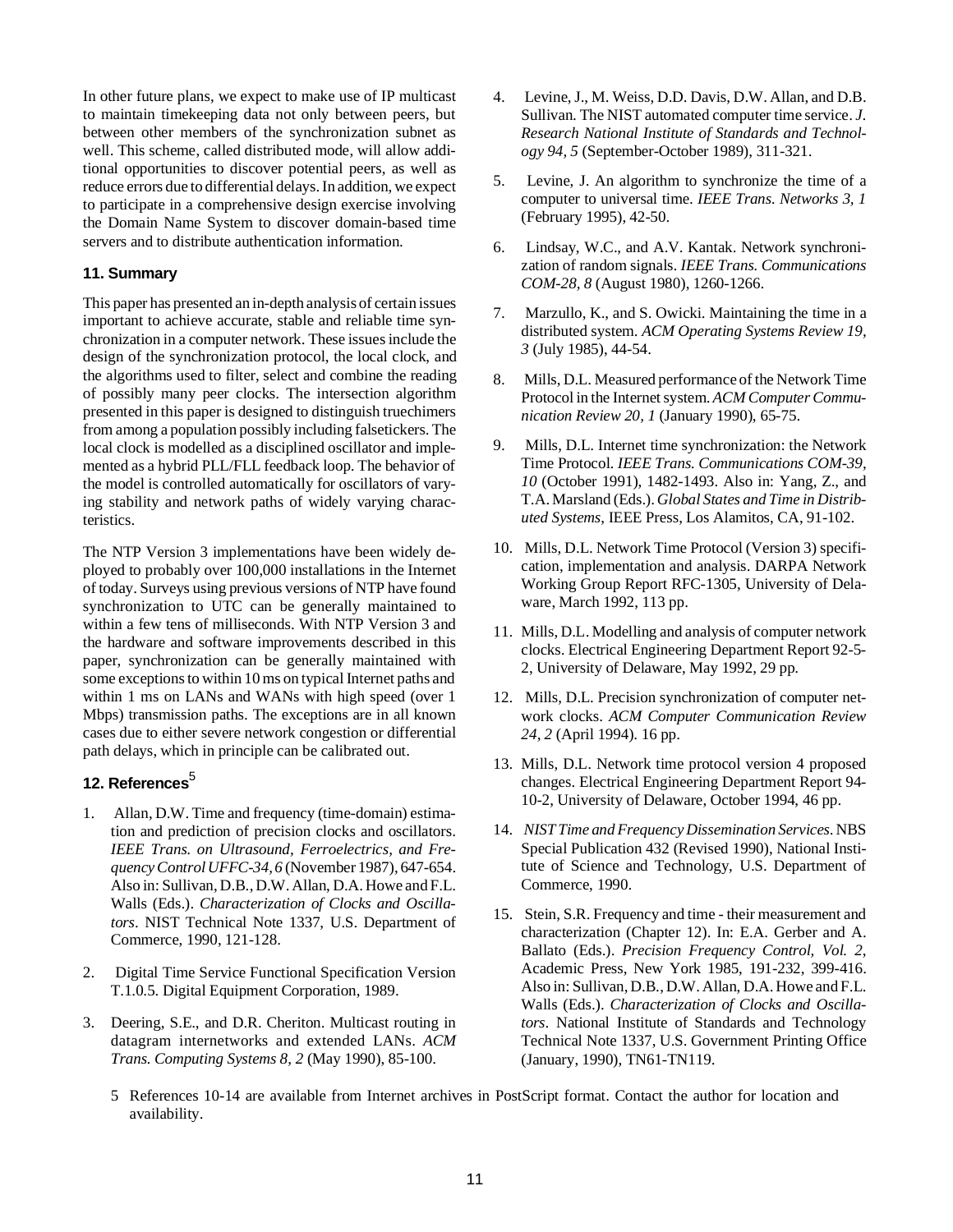In other future plans, we expect to make use of IP multicast to maintain timekeeping data not only between peers, but between other members of the synchronization subnet as well. This scheme, called distributed mode, will allow additional opportunities to discover potential peers, as well as reduce errors due to differential delays. In addition, we expect to participate in a comprehensive design exercise involving the Domain Name System to discover domain-based time servers and to distribute authentication information.

## 11. Summary

This paper has presented an in-depth analysis of certain issues important to achieve accurate, stable and reliable time synchronization in a computer network. These issues include the design of the synchronization protocol, the local clock, and the algorithms used to filter, select and combine the reading of possibly many peer clocks. The intersection algorithm presented in this paper is designed to distinguish truechimers from among a population possibly including falsetickers. The local clock is modelled as a disciplined oscillator and implemented as a hybrid PLL/FLL feedback loop. The behavior of the model is controlled automatically for oscillators of varying stability and network paths of widely varying characteristics.

The NTP Version 3 implementations have been widely deployed to probably over 100,000 installations in the Internet of today. Surveys using previous versions of NTP have found synchronization to UTC can be generally maintained to within a few tens of milliseconds. With NTP Version 3 and the hardware and software improvements described in this paper, synchronization can be generally maintained with some exceptions to within 10 ms on typical Internet paths and within 1 ms on LANs and WANs with high speed (over 1 Mbps) transmission paths. The exceptions are in all known cases due to either severe network congestion or differential path delays, which in principle can be calibrated out.

## 12. References[5]

1. Allan, D.W. Time and frequency (time-domain) estimation and prediction of precision clocks and oscillators. *IEEE Trans. on Ultrasound, Ferroelectrics, and Frequency Control UFFC-34, 6* (November 1987), 647-654. Also in: Sullivan, D.B., D.W. Allan, D.A. Howe and F.L. Walls (Eds.). *Characterization of Clocks and Oscillators*. NIST Technical Note 1337, U.S. Department of Commerce, 1990, 121-128.

2. Digital Time Service Functional Specification Version T.1.0.5. Digital Equipment Corporation, 1989.

3. Deering, S.E., and D.R. Cheriton. Multicast routing in datagram internetworks and extended LANs. *ACM Trans. Computing Systems 8, 2* (May 1990), 85-100.

4. Levine, J., M. Weiss, D.D. Davis, D.W. Allan, and D.B. Sullivan. The NIST automated computer time service. *J. Research National Institute of Standards and Technology 94, 5* (September-October 1989), 311-321.

5. Levine, J. An algorithm to synchronize the time of a computer to universal time. *IEEE Trans. Networks 3, 1* (February 1995), 42-50.

6. Lindsay, W.C., and A.V. Kantak. Network synchronization of random signals. *IEEE Trans. Communications COM-28, 8* (August 1980), 1260-1266.

7. Marzullo, K., and S. Owicki. Maintaining the time in a distributed system. *ACM Operating Systems Review 19, 3* (July 1985), 44-54.

8. Mills, D.L. Measured performance of the Network Time Protocol in the Internet system. *ACM Computer Communication Review 20, 1* (January 1990), 65-75.

9. Mills, D.L. Internet time synchronization: the Network Time Protocol. *IEEE Trans. Communications COM-39, 10* (October 1991), 1482-1493. Also in: Yang, Z., and T.A. Marsland (Eds.). *Global States and Time in Distributed Systems*, IEEE Press, Los Alamitos, CA, 91-102.

10. Mills, D.L. Network Time Protocol (Version 3) specification, implementation and analysis. DARPA Network Working Group Report RFC-1305, University of Delaware, March 1992, 113 pp.

11. Mills, D.L. Modelling and analysis of computer network clocks. Electrical Engineering Department Report 92-5-2, University of Delaware, May 1992, 29 pp.

12. Mills, D.L. Precision synchronization of computer network clocks. *ACM Computer Communication Review 24, 2* (April 1994). 16 pp.

13. Mills, D.L. Network time protocol version 4 proposed changes. Electrical Engineering Department Report 94-10-2, University of Delaware, October 1994, 46 pp.

14. *NIST Time and Frequency Dissemination Services*. NBS Special Publication 432 (Revised 1990), National Institute of Science and Technology, U.S. Department of Commerce, 1990.

15. Stein, S.R. Frequency and time - their measurement and characterization (Chapter 12). In: E.A. Gerber and A. Ballato (Eds.). *Precision Frequency Control, Vol. 2*, Academic Press, New York 1985, 191-232, 399-416. Also in: Sullivan, D.B., D.W. Allan, D.A. Howe and F.L. Walls (Eds.). *Characterization of Clocks and Oscillators*. National Institute of Standards and Technology Technical Note 1337, U.S. Government Printing Office (January, 1990), TN61-TN119.

[5] References 10-14 are available from Internet archives in PostScript format. Contact the author for location and availability.